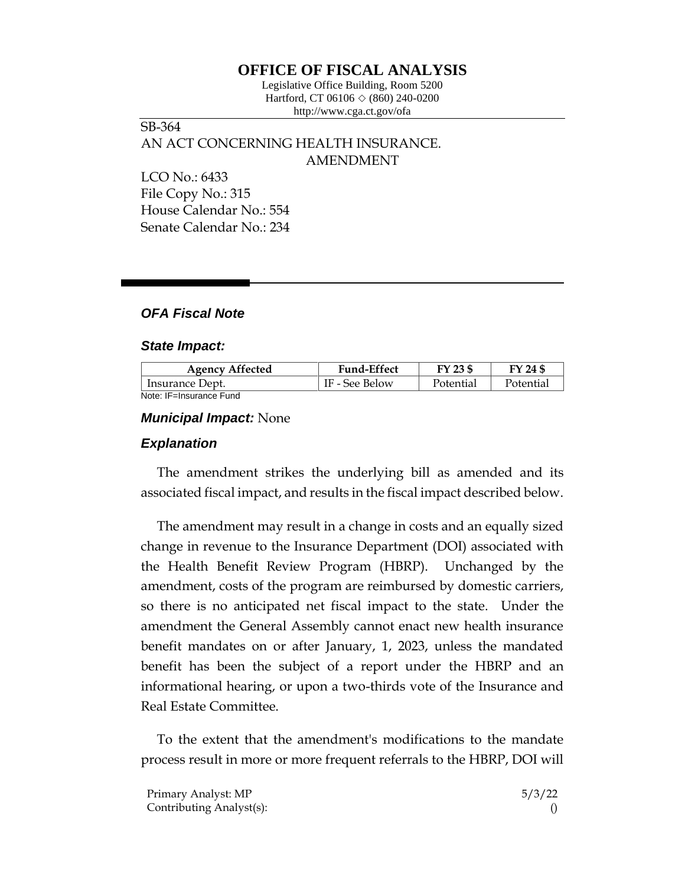# OFFICE OF FISCAL ANALYSIS

Legislative Office Building, Room 5200
Hartford, CT 06106 ◇ (860) 240-0200
http://www.cga.ct.gov/ofa

SB-364
AN ACT CONCERNING HEALTH INSURANCE.
AMENDMENT

LCO No.: 6433
File Copy No.: 315
House Calendar No.: 554
Senate Calendar No.: 234

### *OFA Fiscal Note*

#### *State Impact:*

| Agency Affected | Fund-Effect | FY 23 $ | FY 24 $ |
|---|---|---|---|
| Insurance Dept. | IF - See Below | Potential | Potential |

Note: IF=Insurance Fund

#### *Municipal Impact:* None

#### *Explanation*

The amendment strikes the underlying bill as amended and its associated fiscal impact, and results in the fiscal impact described below.

The amendment may result in a change in costs and an equally sized change in revenue to the Insurance Department (DOI) associated with the Health Benefit Review Program (HBRP). Unchanged by the amendment, costs of the program are reimbursed by domestic carriers, so there is no anticipated net fiscal impact to the state. Under the amendment the General Assembly cannot enact new health insurance benefit mandates on or after January, 1, 2023, unless the mandated benefit has been the subject of a report under the HBRP and an informational hearing, or upon a two-thirds vote of the Insurance and Real Estate Committee.

To the extent that the amendment's modifications to the mandate process result in more or more frequent referrals to the HBRP, DOI will

Primary Analyst: MP 5/3/22
Contributing Analyst(s): ()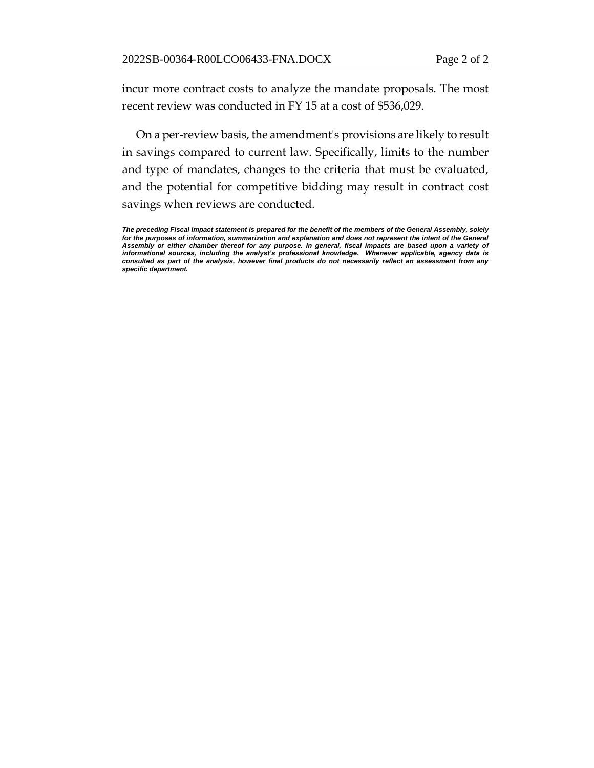incur more contract costs to analyze the mandate proposals. The most recent review was conducted in FY 15 at a cost of $536,029.

On a per-review basis, the amendment's provisions are likely to result in savings compared to current law. Specifically, limits to the number and type of mandates, changes to the criteria that must be evaluated, and the potential for competitive bidding may result in contract cost savings when reviews are conducted.

***The preceding Fiscal Impact statement is prepared for the benefit of the members of the General Assembly, solely for the purposes of information, summarization and explanation and does not represent the intent of the General Assembly or either chamber thereof for any purpose. In general, fiscal impacts are based upon a variety of informational sources, including the analyst's professional knowledge. Whenever applicable, agency data is consulted as part of the analysis, however final products do not necessarily reflect an assessment from any specific department.***